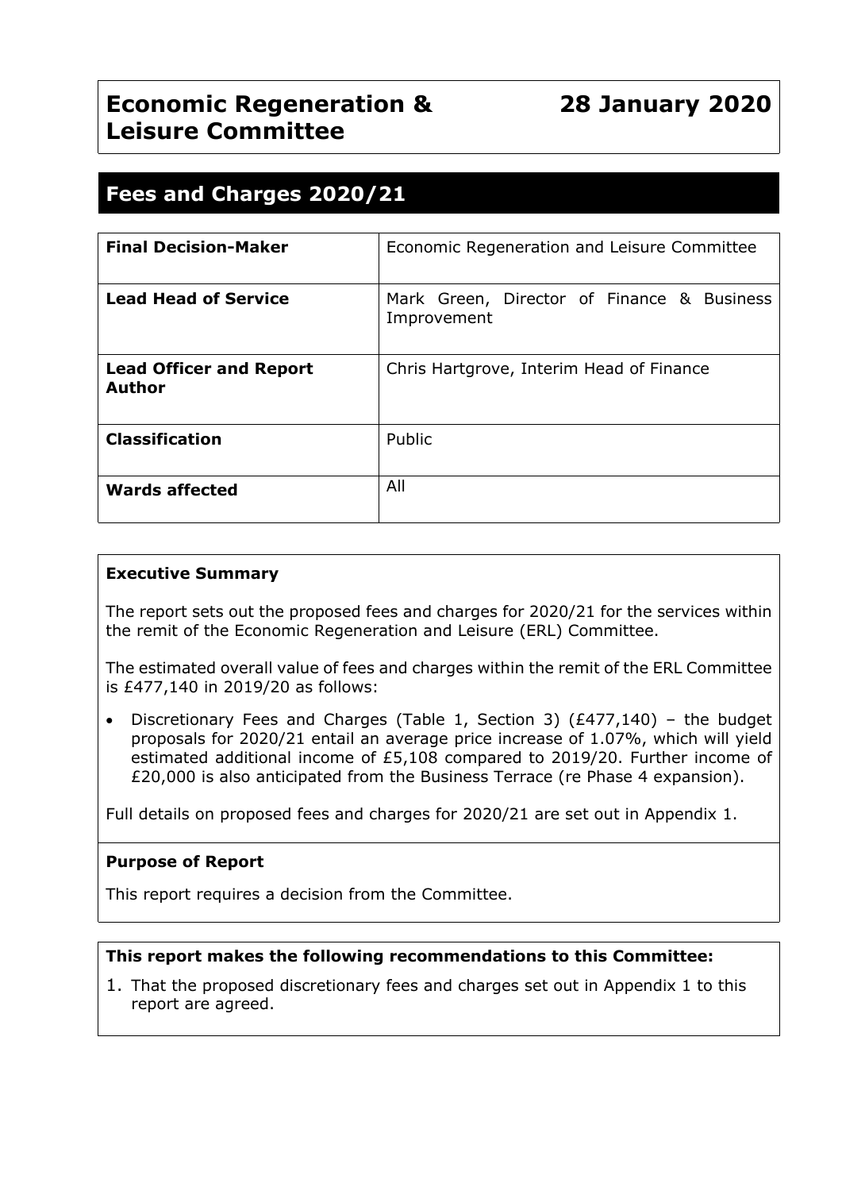# Economic Regeneration & Leisure Committee

**28 January 2020**

## Fees and Charges 2020/21

| | |
|---|---|
| **Final Decision-Maker** | Economic Regeneration and Leisure Committee |
| **Lead Head of Service** | Mark Green, Director of Finance & Business Improvement |
| **Lead Officer and Report Author** | Chris Hartgrove, Interim Head of Finance |
| **Classification** | Public |
| **Wards affected** | All |

### Executive Summary

The report sets out the proposed fees and charges for 2020/21 for the services within the remit of the Economic Regeneration and Leisure (ERL) Committee.

The estimated overall value of fees and charges within the remit of the ERL Committee is £477,140 in 2019/20 as follows:

- Discretionary Fees and Charges (Table 1, Section 3) (£477,140) – the budget proposals for 2020/21 entail an average price increase of 1.07%, which will yield estimated additional income of £5,108 compared to 2019/20. Further income of £20,000 is also anticipated from the Business Terrace (re Phase 4 expansion).

Full details on proposed fees and charges for 2020/21 are set out in Appendix 1.

### Purpose of Report

This report requires a decision from the Committee.

### This report makes the following recommendations to this Committee:

1. That the proposed discretionary fees and charges set out in Appendix 1 to this report are agreed.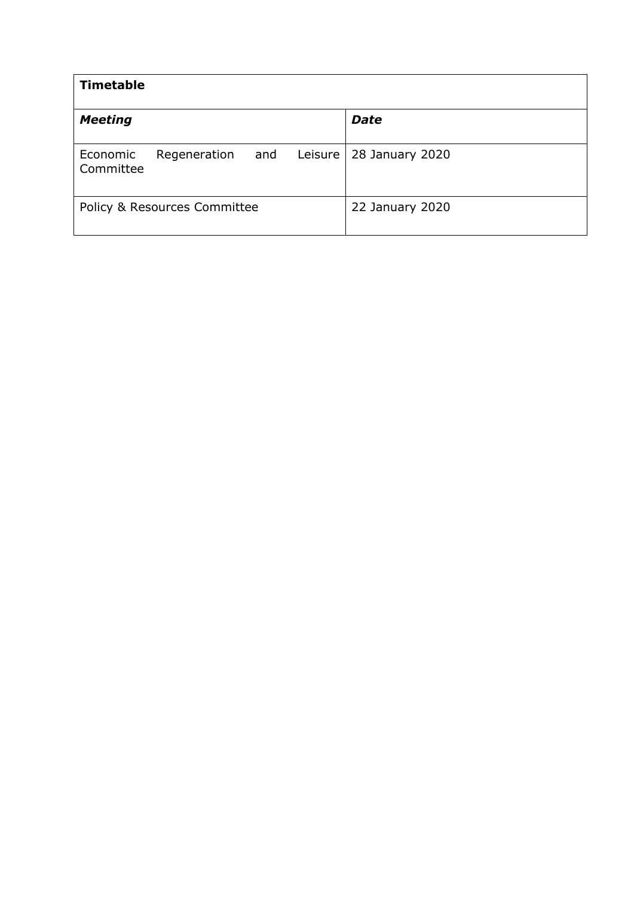| **Timetable** | |
|---|---|
| ***Meeting*** | ***Date*** |
| Economic Regeneration and Leisure Committee | 28 January 2020 |
| Policy & Resources Committee | 22 January 2020 |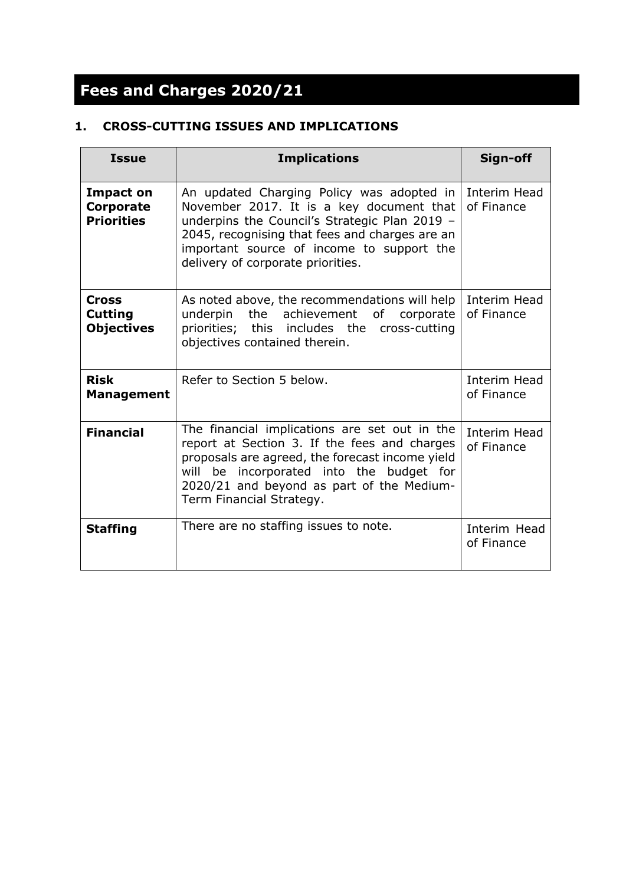# Fees and Charges 2020/21

## 1. CROSS-CUTTING ISSUES AND IMPLICATIONS

| Issue | Implications | Sign-off |
|---|---|---|
| **Impact on Corporate Priorities** | An updated Charging Policy was adopted in November 2017. It is a key document that underpins the Council's Strategic Plan 2019 – 2045, recognising that fees and charges are an important source of income to support the delivery of corporate priorities. | Interim Head of Finance |
| **Cross Cutting Objectives** | As noted above, the recommendations will help underpin the achievement of corporate priorities; this includes the cross-cutting objectives contained therein. | Interim Head of Finance |
| **Risk Management** | Refer to Section 5 below. | Interim Head of Finance |
| **Financial** | The financial implications are set out in the report at Section 3. If the fees and charges proposals are agreed, the forecast income yield will be incorporated into the budget for 2020/21 and beyond as part of the Medium-Term Financial Strategy. | Interim Head of Finance |
| **Staffing** | There are no staffing issues to note. | Interim Head of Finance |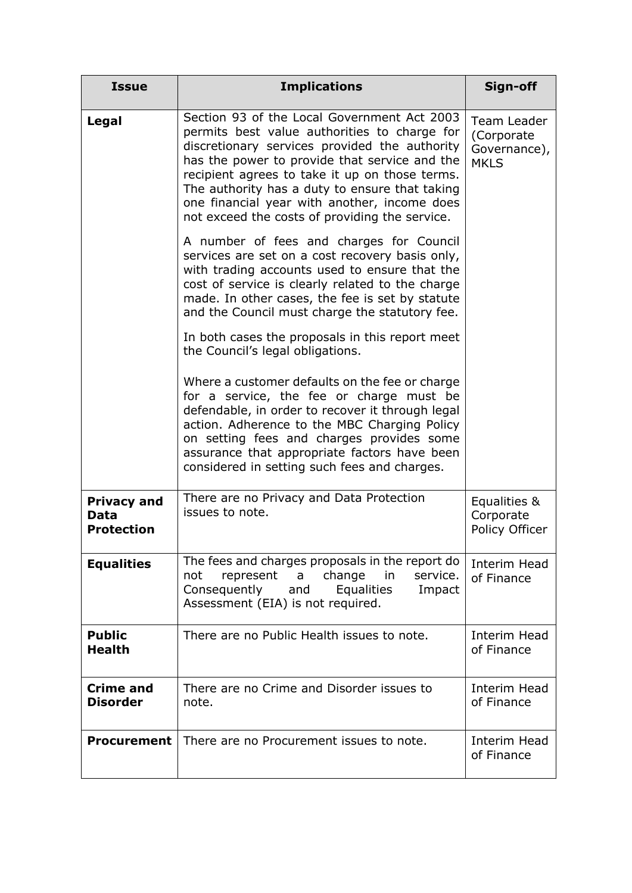| Issue | Implications | Sign-off |
|---|---|---|
| **Legal** | Section 93 of the Local Government Act 2003 permits best value authorities to charge for discretionary services provided the authority has the power to provide that service and the recipient agrees to take it up on those terms. The authority has a duty to ensure that taking one financial year with another, income does not exceed the costs of providing the service.<br><br>A number of fees and charges for Council services are set on a cost recovery basis only, with trading accounts used to ensure that the cost of service is clearly related to the charge made. In other cases, the fee is set by statute and the Council must charge the statutory fee.<br><br>In both cases the proposals in this report meet the Council's legal obligations.<br><br>Where a customer defaults on the fee or charge for a service, the fee or charge must be defendable, in order to recover it through legal action. Adherence to the MBC Charging Policy on setting fees and charges provides some assurance that appropriate factors have been considered in setting such fees and charges. | Team Leader (Corporate Governance), MKLS |
| **Privacy and Data Protection** | There are no Privacy and Data Protection issues to note. | Equalities & Corporate Policy Officer |
| **Equalities** | The fees and charges proposals in the report do not represent a change in service. Consequently and Equalities Impact Assessment (EIA) is not required. | Interim Head of Finance |
| **Public Health** | There are no Public Health issues to note. | Interim Head of Finance |
| **Crime and Disorder** | There are no Crime and Disorder issues to note. | Interim Head of Finance |
| **Procurement** | There are no Procurement issues to note. | Interim Head of Finance |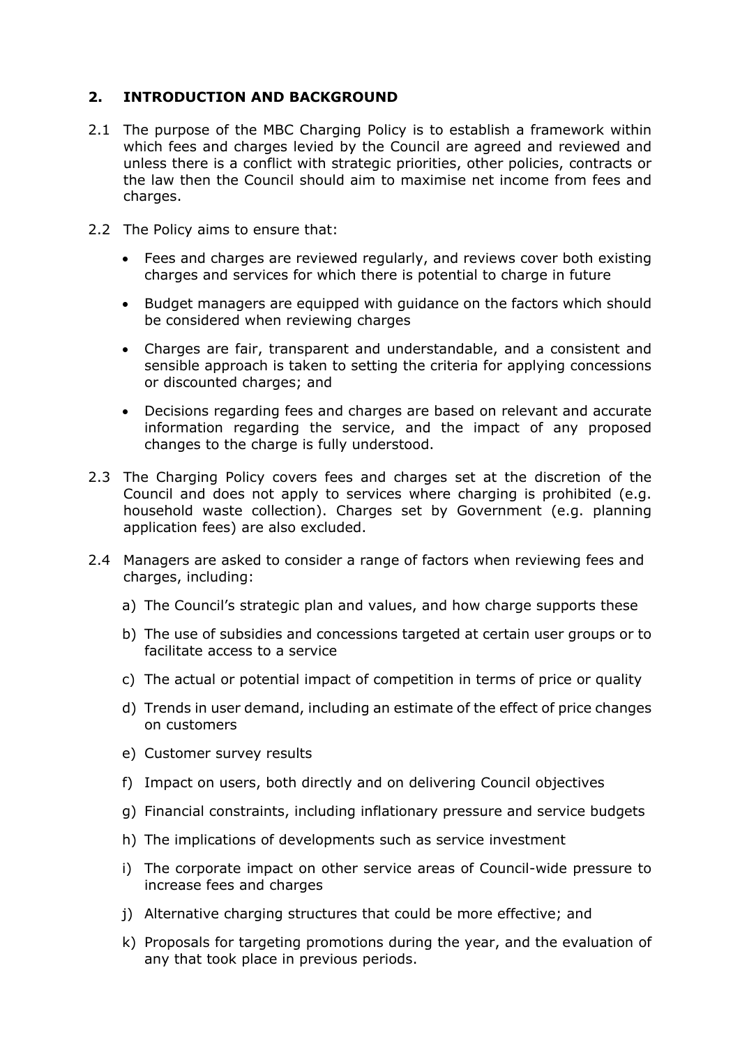## 2. INTRODUCTION AND BACKGROUND

2.1 The purpose of the MBC Charging Policy is to establish a framework within which fees and charges levied by the Council are agreed and reviewed and unless there is a conflict with strategic priorities, other policies, contracts or the law then the Council should aim to maximise net income from fees and charges.

2.2 The Policy aims to ensure that:

- Fees and charges are reviewed regularly, and reviews cover both existing charges and services for which there is potential to charge in future
- Budget managers are equipped with guidance on the factors which should be considered when reviewing charges
- Charges are fair, transparent and understandable, and a consistent and sensible approach is taken to setting the criteria for applying concessions or discounted charges; and
- Decisions regarding fees and charges are based on relevant and accurate information regarding the service, and the impact of any proposed changes to the charge is fully understood.

2.3 The Charging Policy covers fees and charges set at the discretion of the Council and does not apply to services where charging is prohibited (e.g. household waste collection). Charges set by Government (e.g. planning application fees) are also excluded.

2.4 Managers are asked to consider a range of factors when reviewing fees and charges, including:

a) The Council's strategic plan and values, and how charge supports these

b) The use of subsidies and concessions targeted at certain user groups or to facilitate access to a service

c) The actual or potential impact of competition in terms of price or quality

d) Trends in user demand, including an estimate of the effect of price changes on customers

e) Customer survey results

f) Impact on users, both directly and on delivering Council objectives

g) Financial constraints, including inflationary pressure and service budgets

h) The implications of developments such as service investment

i) The corporate impact on other service areas of Council-wide pressure to increase fees and charges

j) Alternative charging structures that could be more effective; and

k) Proposals for targeting promotions during the year, and the evaluation of any that took place in previous periods.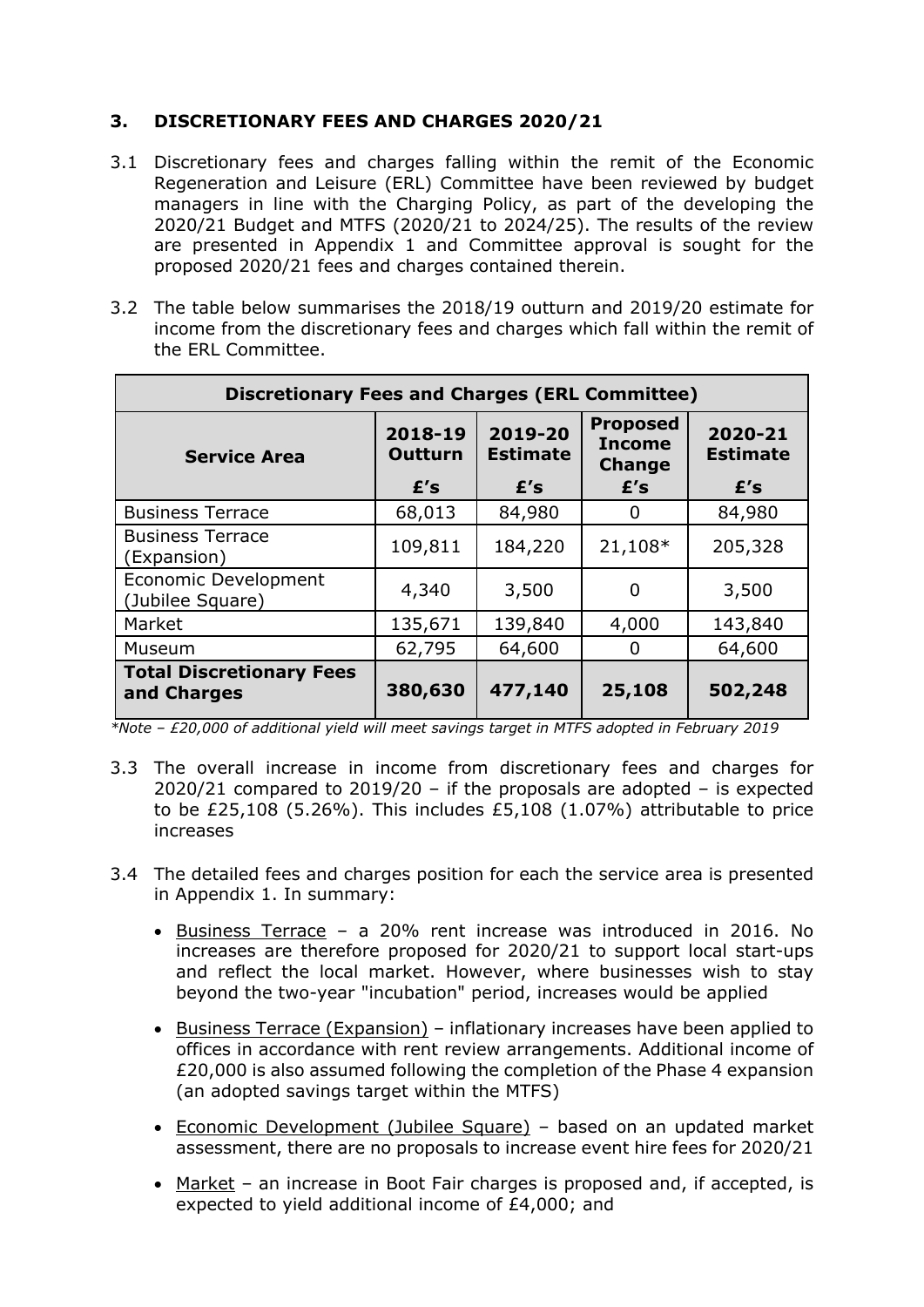## 3. DISCRETIONARY FEES AND CHARGES 2020/21

3.1 Discretionary fees and charges falling within the remit of the Economic Regeneration and Leisure (ERL) Committee have been reviewed by budget managers in line with the Charging Policy, as part of the developing the 2020/21 Budget and MTFS (2020/21 to 2024/25). The results of the review are presented in Appendix 1 and Committee approval is sought for the proposed 2020/21 fees and charges contained therein.

3.2 The table below summarises the 2018/19 outturn and 2019/20 estimate for income from the discretionary fees and charges which fall within the remit of the ERL Committee.

| Discretionary Fees and Charges (ERL Committee) | | | | |
|---|---|---|---|---|
| **Service Area** | **2018-19 Outturn £'s** | **2019-20 Estimate £'s** | **Proposed Income Change £'s** | **2020-21 Estimate £'s** |
| Business Terrace | 68,013 | 84,980 | 0 | 84,980 |
| Business Terrace (Expansion) | 109,811 | 184,220 | 21,108* | 205,328 |
| Economic Development (Jubilee Square) | 4,340 | 3,500 | 0 | 3,500 |
| Market | 135,671 | 139,840 | 4,000 | 143,840 |
| Museum | 62,795 | 64,600 | 0 | 64,600 |
| **Total Discretionary Fees and Charges** | **380,630** | **477,140** | **25,108** | **502,248** |

*\*Note – £20,000 of additional yield will meet savings target in MTFS adopted in February 2019*

3.3 The overall increase in income from discretionary fees and charges for 2020/21 compared to 2019/20 – if the proposals are adopted – is expected to be £25,108 (5.26%). This includes £5,108 (1.07%) attributable to price increases

3.4 The detailed fees and charges position for each the service area is presented in Appendix 1. In summary:

- Business Terrace – a 20% rent increase was introduced in 2016. No increases are therefore proposed for 2020/21 to support local start-ups and reflect the local market. However, where businesses wish to stay beyond the two-year "incubation" period, increases would be applied
- Business Terrace (Expansion) – inflationary increases have been applied to offices in accordance with rent review arrangements. Additional income of £20,000 is also assumed following the completion of the Phase 4 expansion (an adopted savings target within the MTFS)
- Economic Development (Jubilee Square) – based on an updated market assessment, there are no proposals to increase event hire fees for 2020/21
- Market – an increase in Boot Fair charges is proposed and, if accepted, is expected to yield additional income of £4,000; and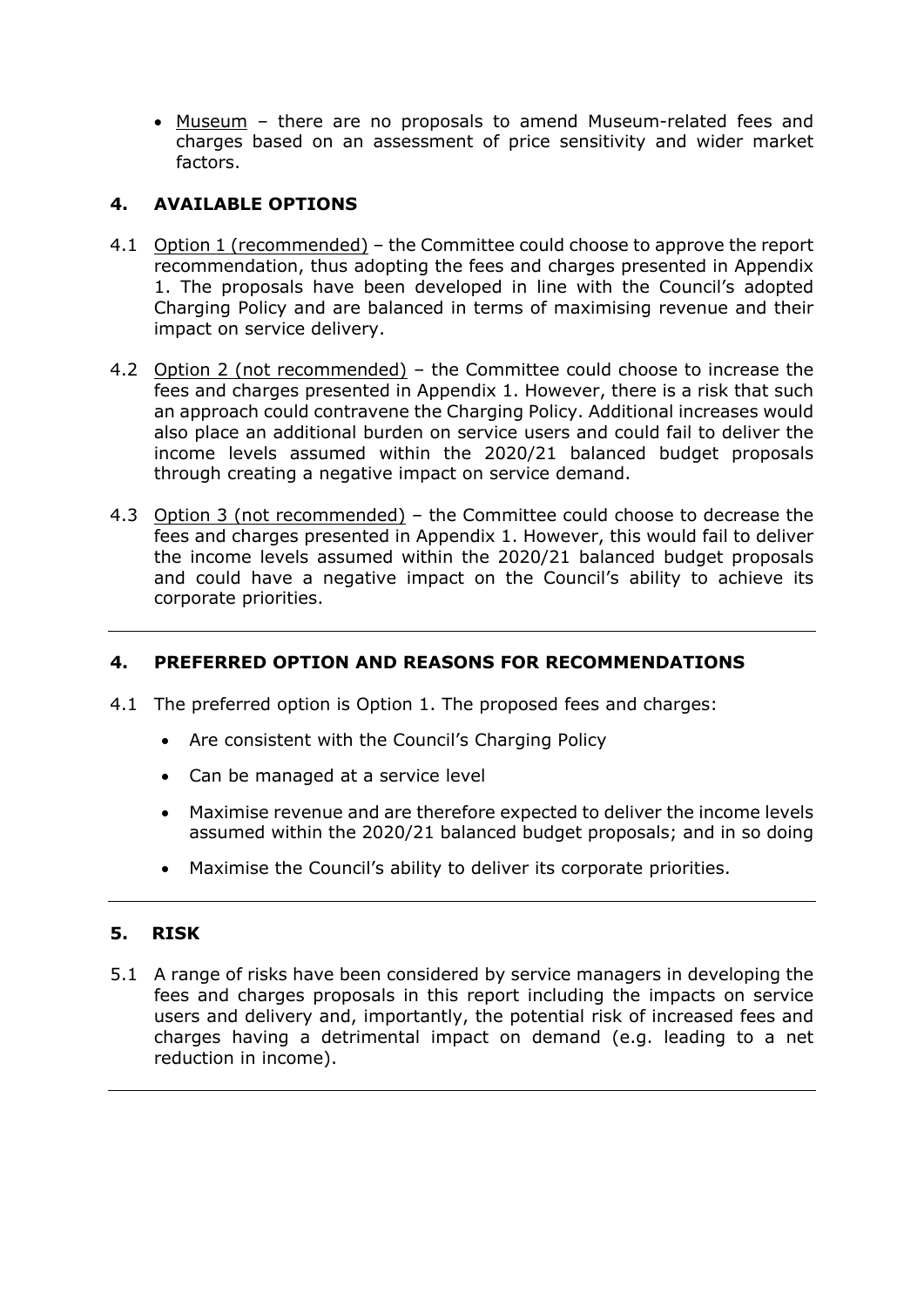- Museum – there are no proposals to amend Museum-related fees and charges based on an assessment of price sensitivity and wider market factors.

## 4. AVAILABLE OPTIONS

4.1 Option 1 (recommended) – the Committee could choose to approve the report recommendation, thus adopting the fees and charges presented in Appendix 1. The proposals have been developed in line with the Council's adopted Charging Policy and are balanced in terms of maximising revenue and their impact on service delivery.

4.2 Option 2 (not recommended) – the Committee could choose to increase the fees and charges presented in Appendix 1. However, there is a risk that such an approach could contravene the Charging Policy. Additional increases would also place an additional burden on service users and could fail to deliver the income levels assumed within the 2020/21 balanced budget proposals through creating a negative impact on service demand.

4.3 Option 3 (not recommended) – the Committee could choose to decrease the fees and charges presented in Appendix 1. However, this would fail to deliver the income levels assumed within the 2020/21 balanced budget proposals and could have a negative impact on the Council's ability to achieve its corporate priorities.

---

## 4. PREFERRED OPTION AND REASONS FOR RECOMMENDATIONS

4.1 The preferred option is Option 1. The proposed fees and charges:

- Are consistent with the Council's Charging Policy
- Can be managed at a service level
- Maximise revenue and are therefore expected to deliver the income levels assumed within the 2020/21 balanced budget proposals; and in so doing
- Maximise the Council's ability to deliver its corporate priorities.

---

## 5. RISK

5.1 A range of risks have been considered by service managers in developing the fees and charges proposals in this report including the impacts on service users and delivery and, importantly, the potential risk of increased fees and charges having a detrimental impact on demand (e.g. leading to a net reduction in income).

---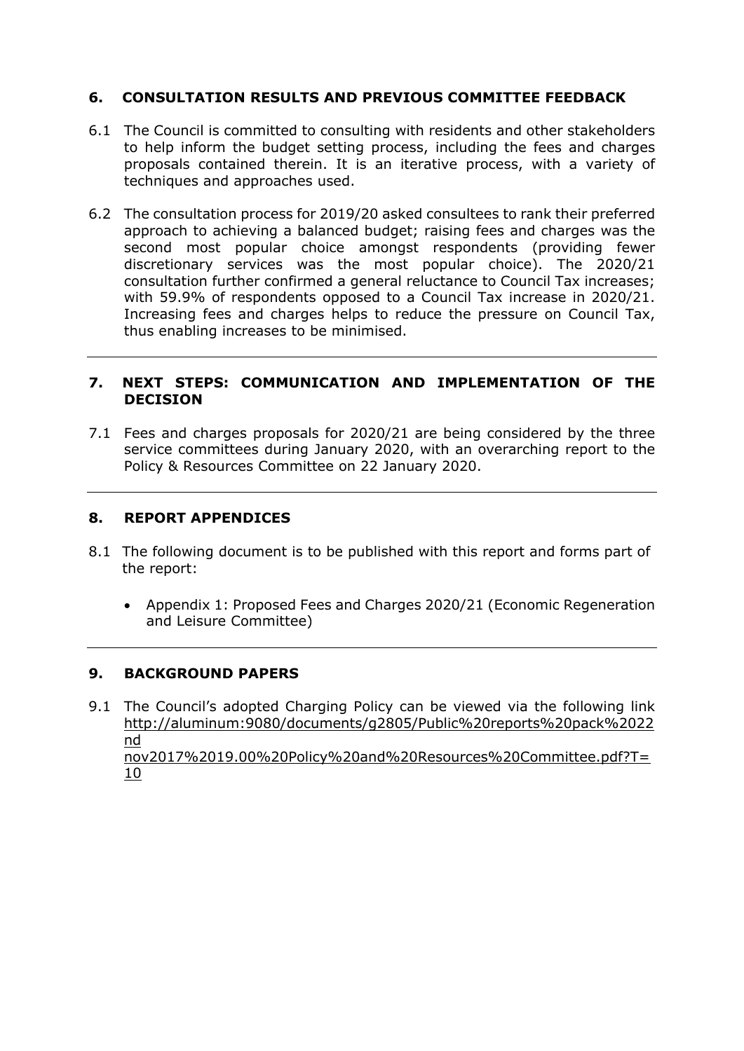## 6. CONSULTATION RESULTS AND PREVIOUS COMMITTEE FEEDBACK

6.1 The Council is committed to consulting with residents and other stakeholders to help inform the budget setting process, including the fees and charges proposals contained therein. It is an iterative process, with a variety of techniques and approaches used.

6.2 The consultation process for 2019/20 asked consultees to rank their preferred approach to achieving a balanced budget; raising fees and charges was the second most popular choice amongst respondents (providing fewer discretionary services was the most popular choice). The 2020/21 consultation further confirmed a general reluctance to Council Tax increases; with 59.9% of respondents opposed to a Council Tax increase in 2020/21. Increasing fees and charges helps to reduce the pressure on Council Tax, thus enabling increases to be minimised.

## 7. NEXT STEPS: COMMUNICATION AND IMPLEMENTATION OF THE DECISION

7.1 Fees and charges proposals for 2020/21 are being considered by the three service committees during January 2020, with an overarching report to the Policy & Resources Committee on 22 January 2020.

## 8. REPORT APPENDICES

8.1 The following document is to be published with this report and forms part of the report:

- Appendix 1: Proposed Fees and Charges 2020/21 (Economic Regeneration and Leisure Committee)

## 9. BACKGROUND PAPERS

9.1 The Council's adopted Charging Policy can be viewed via the following link http://aluminum:9080/documents/g2805/Public%20reports%20pack%2022nd nov2017%2019.00%20Policy%20and%20Resources%20Committee.pdf?T=10